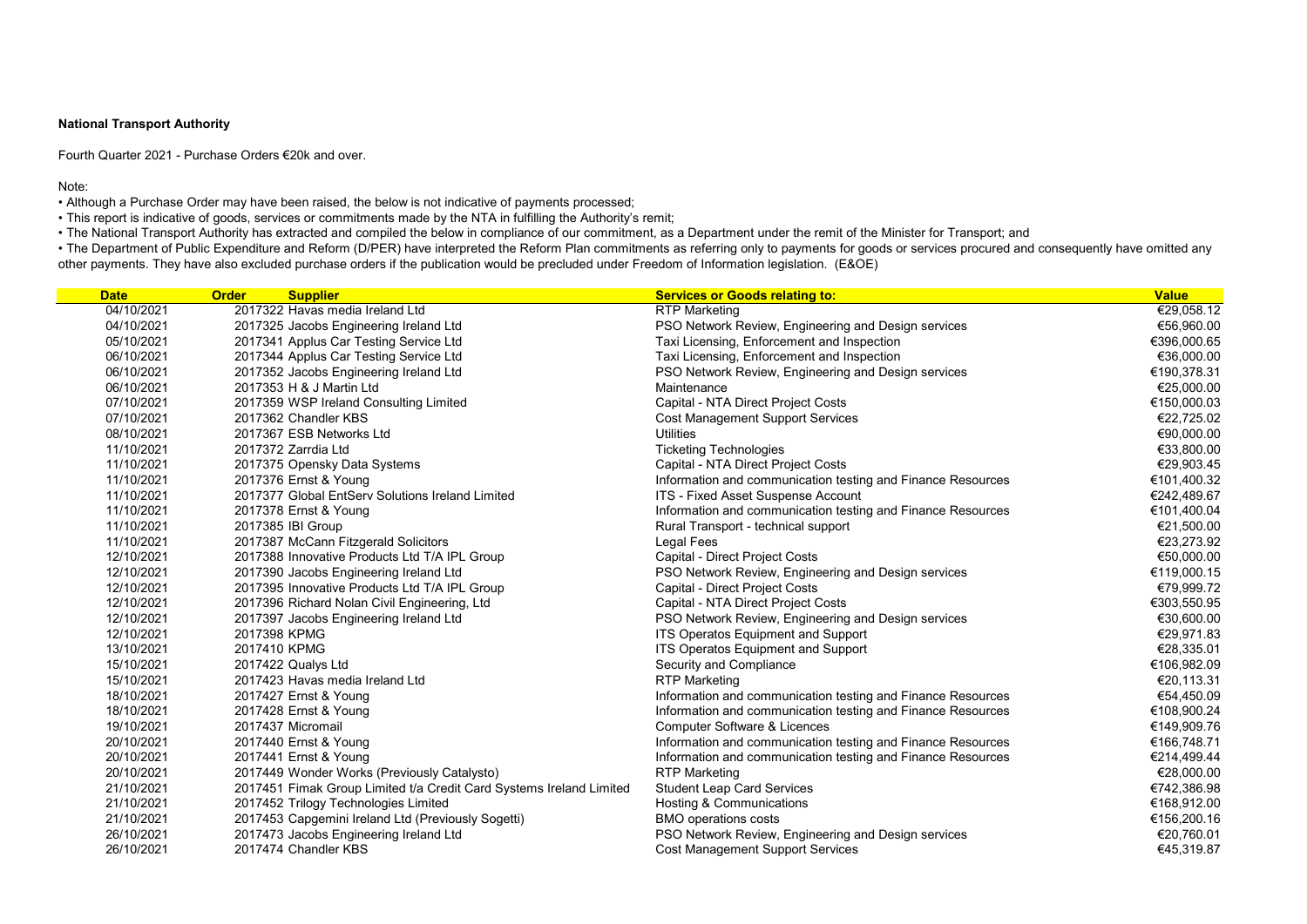**National Transport Authority**

Fourth Quarter 2021 - Purchase Orders €20k and over.

Note:

- Although a Purchase Order may have been raised, the below is not indicative of payments processed;
- This report is indicative of goods, services or commitments made by the NTA in fulfilling the Authority's remit;
- The National Transport Authority has extracted and compiled the below in compliance of our commitment, as a Department under the remit of the Minister for Transport; and
- The Department of Public Expenditure and Reform (D/PER) have interpreted the Reform Plan commitments as referring only to payments for goods or services procured and consequently have omitted any other payments. They have also excluded purchase orders if the publication would be precluded under Freedom of Information legislation. (E&OE)

| Date | Order | Supplier | Services or Goods relating to: | Value |
|---|---|---|---|---|
| 04/10/2021 | 2017322 | Havas media Ireland Ltd | RTP Marketing | €29,058.12 |
| 04/10/2021 | 2017325 | Jacobs Engineering Ireland Ltd | PSO Network Review, Engineering and Design services | €56,960.00 |
| 05/10/2021 | 2017341 | Applus Car Testing Service Ltd | Taxi Licensing, Enforcement and Inspection | €396,000.65 |
| 06/10/2021 | 2017344 | Applus Car Testing Service Ltd | Taxi Licensing, Enforcement and Inspection | €36,000.00 |
| 06/10/2021 | 2017352 | Jacobs Engineering Ireland Ltd | PSO Network Review, Engineering and Design services | €190,378.31 |
| 06/10/2021 | 2017353 | H & J Martin Ltd | Maintenance | €25,000.00 |
| 07/10/2021 | 2017359 | WSP Ireland Consulting Limited | Capital - NTA Direct Project Costs | €150,000.03 |
| 07/10/2021 | 2017362 | Chandler KBS | Cost Management Support Services | €22,725.02 |
| 08/10/2021 | 2017367 | ESB Networks Ltd | Utilities | €90,000.00 |
| 11/10/2021 | 2017372 | Zarrdia Ltd | Ticketing Technologies | €33,800.00 |
| 11/10/2021 | 2017375 | Opensky Data Systems | Capital - NTA Direct Project Costs | €29,903.45 |
| 11/10/2021 | 2017376 | Ernst & Young | Information and communication testing and Finance Resources | €101,400.32 |
| 11/10/2021 | 2017377 | Global EntServ Solutions Ireland Limited | ITS - Fixed Asset Suspense Account | €242,489.67 |
| 11/10/2021 | 2017378 | Ernst & Young | Information and communication testing and Finance Resources | €101,400.04 |
| 11/10/2021 | 2017385 | IBI Group | Rural Transport - technical support | €21,500.00 |
| 11/10/2021 | 2017387 | McCann Fitzgerald Solicitors | Legal Fees | €23,273.92 |
| 12/10/2021 | 2017388 | Innovative Products Ltd T/A IPL Group | Capital - Direct Project Costs | €50,000.00 |
| 12/10/2021 | 2017390 | Jacobs Engineering Ireland Ltd | PSO Network Review, Engineering and Design services | €119,000.15 |
| 12/10/2021 | 2017395 | Innovative Products Ltd T/A IPL Group | Capital - Direct Project Costs | €79,999.72 |
| 12/10/2021 | 2017396 | Richard Nolan Civil Engineering, Ltd | Capital - NTA Direct Project Costs | €303,550.95 |
| 12/10/2021 | 2017397 | Jacobs Engineering Ireland Ltd | PSO Network Review, Engineering and Design services | €30,600.00 |
| 12/10/2021 | 2017398 | KPMG | ITS Operatos Equipment and Support | €29,971.83 |
| 13/10/2021 | 2017410 | KPMG | ITS Operatos Equipment and Support | €28,335.01 |
| 15/10/2021 | 2017422 | Qualys Ltd | Security and Compliance | €106,982.09 |
| 15/10/2021 | 2017423 | Havas media Ireland Ltd | RTP Marketing | €20,113.31 |
| 18/10/2021 | 2017427 | Ernst & Young | Information and communication testing and Finance Resources | €54,450.09 |
| 18/10/2021 | 2017428 | Ernst & Young | Information and communication testing and Finance Resources | €108,900.24 |
| 19/10/2021 | 2017437 | Micromail | Computer Software & Licences | €149,909.76 |
| 20/10/2021 | 2017440 | Ernst & Young | Information and communication testing and Finance Resources | €166,748.71 |
| 20/10/2021 | 2017441 | Ernst & Young | Information and communication testing and Finance Resources | €214,499.44 |
| 20/10/2021 | 2017449 | Wonder Works (Previously Catalysto) | RTP Marketing | €28,000.00 |
| 21/10/2021 | 2017451 | Fimak Group Limited t/a Credit Card Systems Ireland Limited | Student Leap Card Services | €742,386.98 |
| 21/10/2021 | 2017452 | Trilogy Technologies Limited | Hosting & Communications | €168,912.00 |
| 21/10/2021 | 2017453 | Capgemini Ireland Ltd (Previously Sogetti) | BMO operations costs | €156,200.16 |
| 26/10/2021 | 2017473 | Jacobs Engineering Ireland Ltd | PSO Network Review, Engineering and Design services | €20,760.01 |
| 26/10/2021 | 2017474 | Chandler KBS | Cost Management Support Services | €45,319.87 |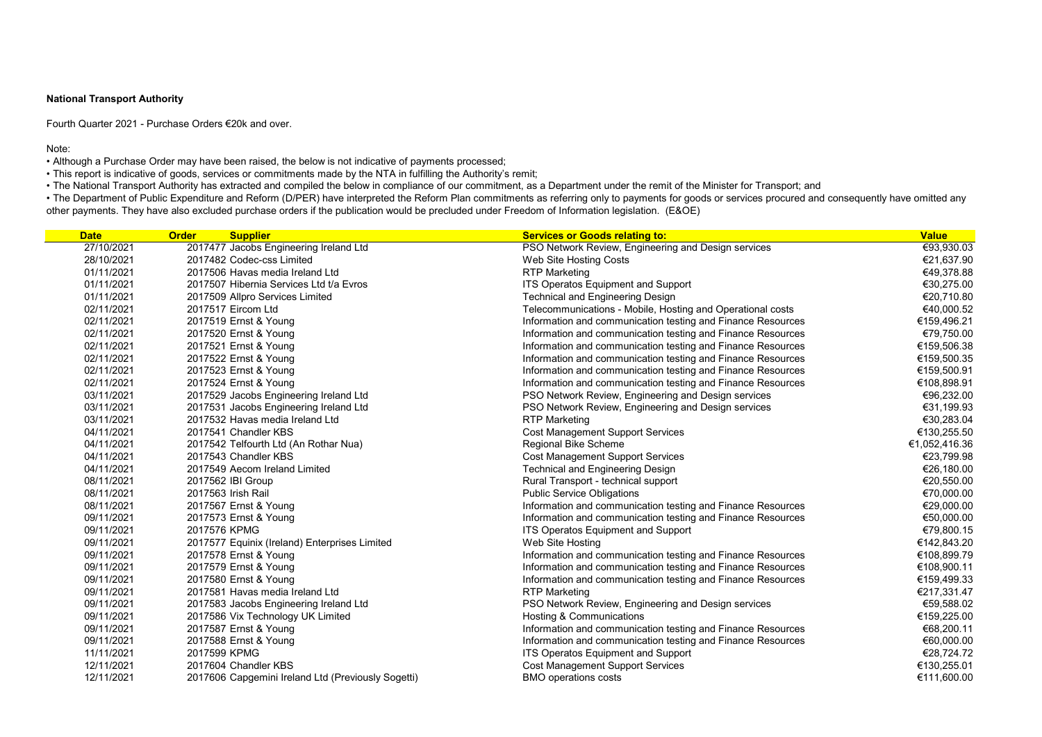**National Transport Authority**

Fourth Quarter 2021 - Purchase Orders €20k and over.

Note:

- Although a Purchase Order may have been raised, the below is not indicative of payments processed;
- This report is indicative of goods, services or commitments made by the NTA in fulfilling the Authority's remit;
- The National Transport Authority has extracted and compiled the below in compliance of our commitment, as a Department under the remit of the Minister for Transport; and
- The Department of Public Expenditure and Reform (D/PER) have interpreted the Reform Plan commitments as referring only to payments for goods or services procured and consequently have omitted any other payments. They have also excluded purchase orders if the publication would be precluded under Freedom of Information legislation. (E&OE)

| Date | Order | Supplier | Services or Goods relating to: | Value |
|---|---|---|---|---|
| 27/10/2021 | 2017477 | Jacobs Engineering Ireland Ltd | PSO Network Review, Engineering and Design services | €93,930.03 |
| 28/10/2021 | 2017482 | Codec-css Limited | Web Site Hosting Costs | €21,637.90 |
| 01/11/2021 | 2017506 | Havas media Ireland Ltd | RTP Marketing | €49,378.88 |
| 01/11/2021 | 2017507 | Hibernia Services Ltd t/a Evros | ITS Operatos Equipment and Support | €30,275.00 |
| 01/11/2021 | 2017509 | Allpro Services Limited | Technical and Engineering Design | €20,710.80 |
| 02/11/2021 | 2017517 | Eircom Ltd | Telecommunications - Mobile, Hosting and Operational costs | €40,000.52 |
| 02/11/2021 | 2017519 | Ernst & Young | Information and communication testing and Finance Resources | €159,496.21 |
| 02/11/2021 | 2017520 | Ernst & Young | Information and communication testing and Finance Resources | €79,750.00 |
| 02/11/2021 | 2017521 | Ernst & Young | Information and communication testing and Finance Resources | €159,506.38 |
| 02/11/2021 | 2017522 | Ernst & Young | Information and communication testing and Finance Resources | €159,500.35 |
| 02/11/2021 | 2017523 | Ernst & Young | Information and communication testing and Finance Resources | €159,500.91 |
| 02/11/2021 | 2017524 | Ernst & Young | Information and communication testing and Finance Resources | €108,898.91 |
| 03/11/2021 | 2017529 | Jacobs Engineering Ireland Ltd | PSO Network Review, Engineering and Design services | €96,232.00 |
| 03/11/2021 | 2017531 | Jacobs Engineering Ireland Ltd | PSO Network Review, Engineering and Design services | €31,199.93 |
| 03/11/2021 | 2017532 | Havas media Ireland Ltd | RTP Marketing | €30,283.04 |
| 04/11/2021 | 2017541 | Chandler KBS | Cost Management Support Services | €130,255.50 |
| 04/11/2021 | 2017542 | Telfourth Ltd (An Rothar Nua) | Regional Bike Scheme | €1,052,416.36 |
| 04/11/2021 | 2017543 | Chandler KBS | Cost Management Support Services | €23,799.98 |
| 04/11/2021 | 2017549 | Aecom Ireland Limited | Technical and Engineering Design | €26,180.00 |
| 08/11/2021 | 2017562 | IBI Group | Rural Transport - technical support | €20,550.00 |
| 08/11/2021 | 2017563 | Irish Rail | Public Service Obligations | €70,000.00 |
| 08/11/2021 | 2017567 | Ernst & Young | Information and communication testing and Finance Resources | €29,000.00 |
| 09/11/2021 | 2017573 | Ernst & Young | Information and communication testing and Finance Resources | €50,000.00 |
| 09/11/2021 | 2017576 | KPMG | ITS Operatos Equipment and Support | €79,800.15 |
| 09/11/2021 | 2017577 | Equinix (Ireland) Enterprises Limited | Web Site Hosting | €142,843.20 |
| 09/11/2021 | 2017578 | Ernst & Young | Information and communication testing and Finance Resources | €108,899.79 |
| 09/11/2021 | 2017579 | Ernst & Young | Information and communication testing and Finance Resources | €108,900.11 |
| 09/11/2021 | 2017580 | Ernst & Young | Information and communication testing and Finance Resources | €159,499.33 |
| 09/11/2021 | 2017581 | Havas media Ireland Ltd | RTP Marketing | €217,331.47 |
| 09/11/2021 | 2017583 | Jacobs Engineering Ireland Ltd | PSO Network Review, Engineering and Design services | €59,588.02 |
| 09/11/2021 | 2017586 | Vix Technology UK Limited | Hosting & Communications | €159,225.00 |
| 09/11/2021 | 2017587 | Ernst & Young | Information and communication testing and Finance Resources | €68,200.11 |
| 09/11/2021 | 2017588 | Ernst & Young | Information and communication testing and Finance Resources | €60,000.00 |
| 11/11/2021 | 2017599 | KPMG | ITS Operatos Equipment and Support | €28,724.72 |
| 12/11/2021 | 2017604 | Chandler KBS | Cost Management Support Services | €130,255.01 |
| 12/11/2021 | 2017606 | Capgemini Ireland Ltd (Previously Sogetti) | BMO operations costs | €111,600.00 |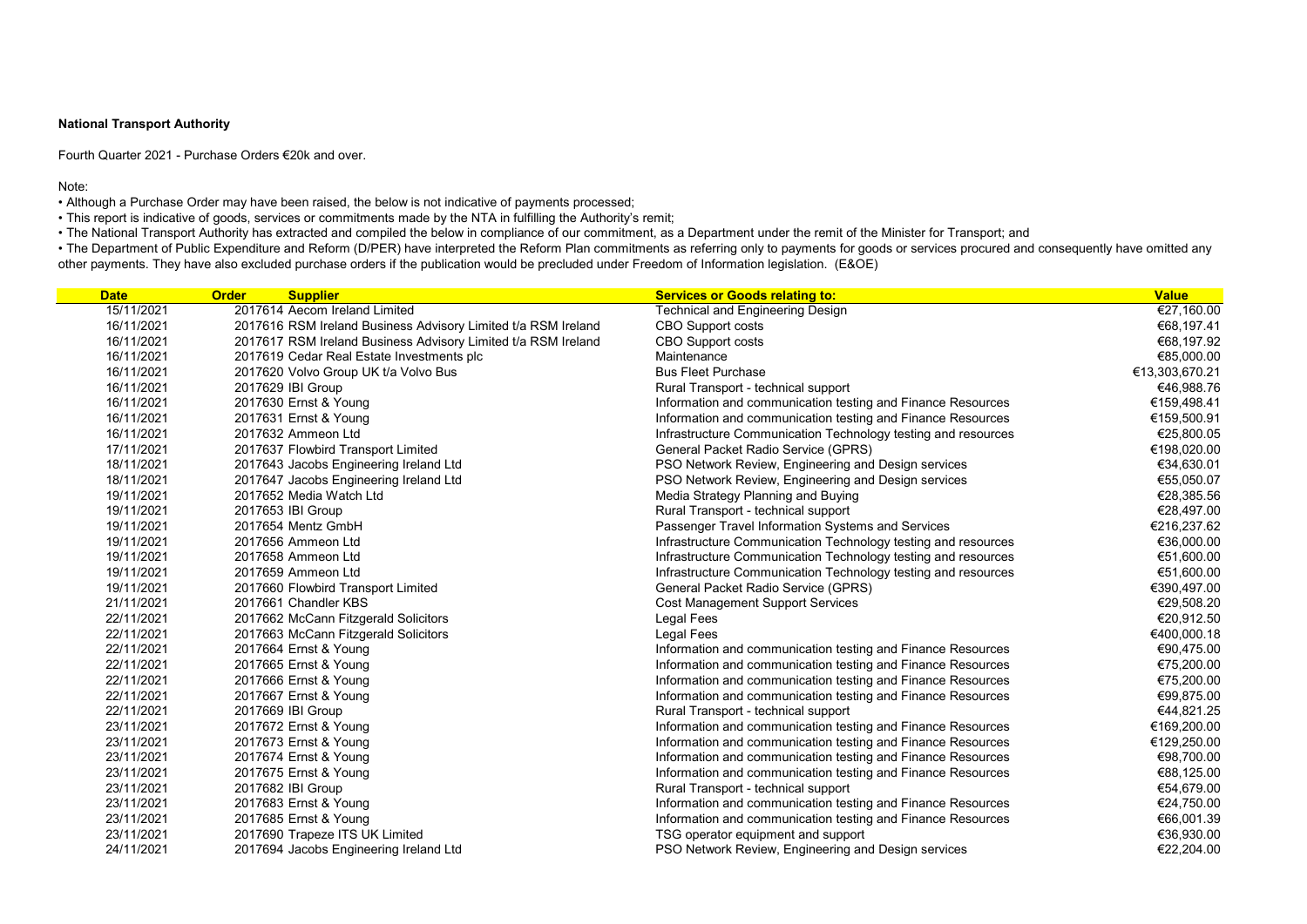**National Transport Authority**

Fourth Quarter 2021 - Purchase Orders €20k and over.

Note:

- Although a Purchase Order may have been raised, the below is not indicative of payments processed;
- This report is indicative of goods, services or commitments made by the NTA in fulfilling the Authority's remit;
- The National Transport Authority has extracted and compiled the below in compliance of our commitment, as a Department under the remit of the Minister for Transport; and
- The Department of Public Expenditure and Reform (D/PER) have interpreted the Reform Plan commitments as referring only to payments for goods or services procured and consequently have omitted any other payments. They have also excluded purchase orders if the publication would be precluded under Freedom of Information legislation. (E&OE)

| Date | Order | Supplier | Services or Goods relating to: | Value |
|---|---|---|---|---|
| 15/11/2021 | 2017614 | Aecom Ireland Limited | Technical and Engineering Design | €27,160.00 |
| 16/11/2021 | 2017616 | RSM Ireland Business Advisory Limited t/a RSM Ireland | CBO Support costs | €68,197.41 |
| 16/11/2021 | 2017617 | RSM Ireland Business Advisory Limited t/a RSM Ireland | CBO Support costs | €68,197.92 |
| 16/11/2021 | 2017619 | Cedar Real Estate Investments plc | Maintenance | €85,000.00 |
| 16/11/2021 | 2017620 | Volvo Group UK t/a Volvo Bus | Bus Fleet Purchase | €13,303,670.21 |
| 16/11/2021 | 2017629 | IBI Group | Rural Transport - technical support | €46,988.76 |
| 16/11/2021 | 2017630 | Ernst & Young | Information and communication testing and Finance Resources | €159,498.41 |
| 16/11/2021 | 2017631 | Ernst & Young | Information and communication testing and Finance Resources | €159,500.91 |
| 16/11/2021 | 2017632 | Ammeon Ltd | Infrastructure Communication Technology testing and resources | €25,800.05 |
| 17/11/2021 | 2017637 | Flowbird Transport Limited | General Packet Radio Service (GPRS) | €198,020.00 |
| 18/11/2021 | 2017643 | Jacobs Engineering Ireland Ltd | PSO Network Review, Engineering and Design services | €34,630.01 |
| 18/11/2021 | 2017647 | Jacobs Engineering Ireland Ltd | PSO Network Review, Engineering and Design services | €55,050.07 |
| 19/11/2021 | 2017652 | Media Watch Ltd | Media Strategy Planning and Buying | €28,385.56 |
| 19/11/2021 | 2017653 | IBI Group | Rural Transport - technical support | €28,497.00 |
| 19/11/2021 | 2017654 | Mentz GmbH | Passenger Travel Information Systems and Services | €216,237.62 |
| 19/11/2021 | 2017656 | Ammeon Ltd | Infrastructure Communication Technology testing and resources | €36,000.00 |
| 19/11/2021 | 2017658 | Ammeon Ltd | Infrastructure Communication Technology testing and resources | €51,600.00 |
| 19/11/2021 | 2017659 | Ammeon Ltd | Infrastructure Communication Technology testing and resources | €51,600.00 |
| 19/11/2021 | 2017660 | Flowbird Transport Limited | General Packet Radio Service (GPRS) | €390,497.00 |
| 21/11/2021 | 2017661 | Chandler KBS | Cost Management Support Services | €29,508.20 |
| 22/11/2021 | 2017662 | McCann Fitzgerald Solicitors | Legal Fees | €20,912.50 |
| 22/11/2021 | 2017663 | McCann Fitzgerald Solicitors | Legal Fees | €400,000.18 |
| 22/11/2021 | 2017664 | Ernst & Young | Information and communication testing and Finance Resources | €90,475.00 |
| 22/11/2021 | 2017665 | Ernst & Young | Information and communication testing and Finance Resources | €75,200.00 |
| 22/11/2021 | 2017666 | Ernst & Young | Information and communication testing and Finance Resources | €75,200.00 |
| 22/11/2021 | 2017667 | Ernst & Young | Information and communication testing and Finance Resources | €99,875.00 |
| 22/11/2021 | 2017669 | IBI Group | Rural Transport - technical support | €44,821.25 |
| 23/11/2021 | 2017672 | Ernst & Young | Information and communication testing and Finance Resources | €169,200.00 |
| 23/11/2021 | 2017673 | Ernst & Young | Information and communication testing and Finance Resources | €129,250.00 |
| 23/11/2021 | 2017674 | Ernst & Young | Information and communication testing and Finance Resources | €98,700.00 |
| 23/11/2021 | 2017675 | Ernst & Young | Information and communication testing and Finance Resources | €88,125.00 |
| 23/11/2021 | 2017682 | IBI Group | Rural Transport - technical support | €54,679.00 |
| 23/11/2021 | 2017683 | Ernst & Young | Information and communication testing and Finance Resources | €24,750.00 |
| 23/11/2021 | 2017685 | Ernst & Young | Information and communication testing and Finance Resources | €66,001.39 |
| 23/11/2021 | 2017690 | Trapeze ITS UK Limited | TSG operator equipment and support | €36,930.00 |
| 24/11/2021 | 2017694 | Jacobs Engineering Ireland Ltd | PSO Network Review, Engineering and Design services | €22,204.00 |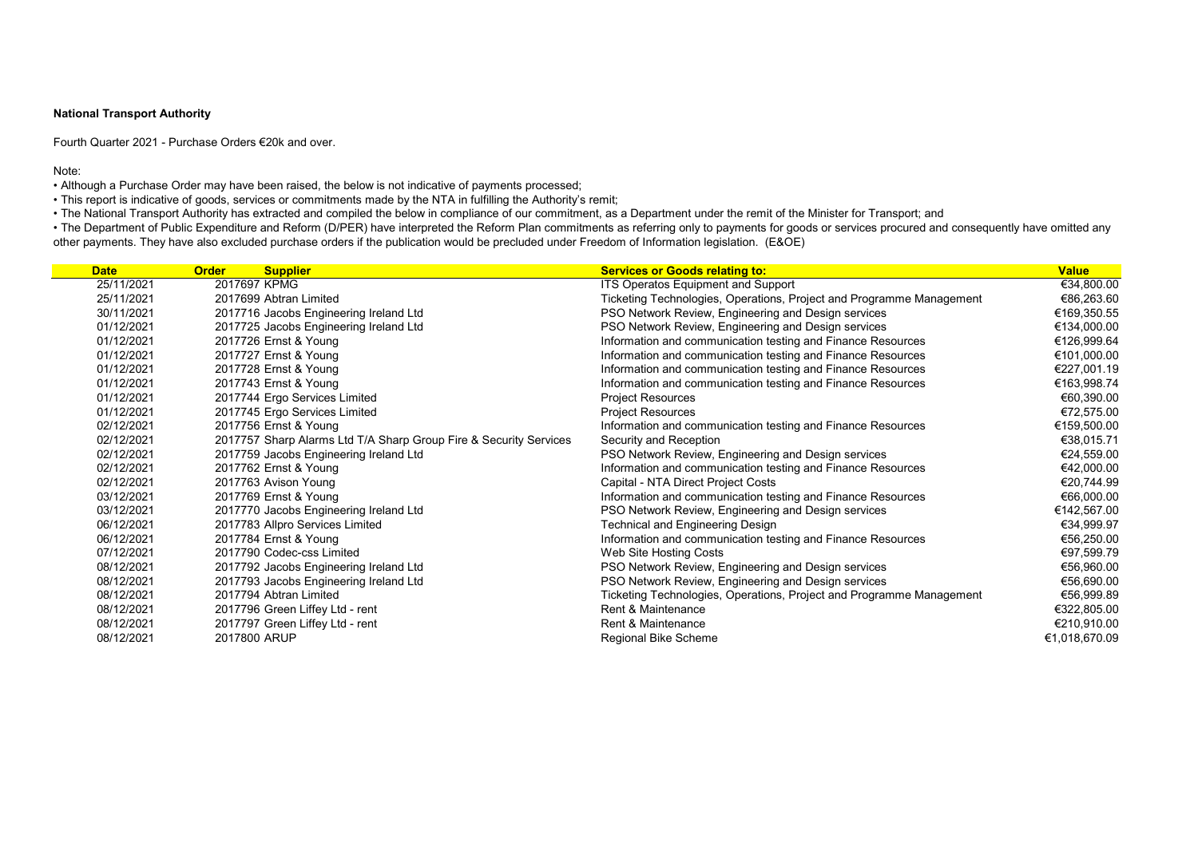**National Transport Authority**

Fourth Quarter 2021 - Purchase Orders €20k and over.

Note:

- Although a Purchase Order may have been raised, the below is not indicative of payments processed;
- This report is indicative of goods, services or commitments made by the NTA in fulfilling the Authority's remit;
- The National Transport Authority has extracted and compiled the below in compliance of our commitment, as a Department under the remit of the Minister for Transport; and
- The Department of Public Expenditure and Reform (D/PER) have interpreted the Reform Plan commitments as referring only to payments for goods or services procured and consequently have omitted any other payments. They have also excluded purchase orders if the publication would be precluded under Freedom of Information legislation. (E&OE)

| Date | Order | Supplier | Services or Goods relating to: | Value |
|---|---|---|---|---|
| 25/11/2021 | 2017697 | KPMG | ITS Operatos Equipment and Support | €34,800.00 |
| 25/11/2021 | 2017699 | Abtran Limited | Ticketing Technologies, Operations, Project and Programme Management | €86,263.60 |
| 30/11/2021 | 2017716 | Jacobs Engineering Ireland Ltd | PSO Network Review, Engineering and Design services | €169,350.55 |
| 01/12/2021 | 2017725 | Jacobs Engineering Ireland Ltd | PSO Network Review, Engineering and Design services | €134,000.00 |
| 01/12/2021 | 2017726 | Ernst & Young | Information and communication testing and Finance Resources | €126,999.64 |
| 01/12/2021 | 2017727 | Ernst & Young | Information and communication testing and Finance Resources | €101,000.00 |
| 01/12/2021 | 2017728 | Ernst & Young | Information and communication testing and Finance Resources | €227,001.19 |
| 01/12/2021 | 2017743 | Ernst & Young | Information and communication testing and Finance Resources | €163,998.74 |
| 01/12/2021 | 2017744 | Ergo Services Limited | Project Resources | €60,390.00 |
| 01/12/2021 | 2017745 | Ergo Services Limited | Project Resources | €72,575.00 |
| 02/12/2021 | 2017756 | Ernst & Young | Information and communication testing and Finance Resources | €159,500.00 |
| 02/12/2021 | 2017757 | Sharp Alarms Ltd T/A Sharp Group Fire & Security Services | Security and Reception | €38,015.71 |
| 02/12/2021 | 2017759 | Jacobs Engineering Ireland Ltd | PSO Network Review, Engineering and Design services | €24,559.00 |
| 02/12/2021 | 2017762 | Ernst & Young | Information and communication testing and Finance Resources | €42,000.00 |
| 02/12/2021 | 2017763 | Avison Young | Capital - NTA Direct Project Costs | €20,744.99 |
| 03/12/2021 | 2017769 | Ernst & Young | Information and communication testing and Finance Resources | €66,000.00 |
| 03/12/2021 | 2017770 | Jacobs Engineering Ireland Ltd | PSO Network Review, Engineering and Design services | €142,567.00 |
| 06/12/2021 | 2017783 | Allpro Services Limited | Technical and Engineering Design | €34,999.97 |
| 06/12/2021 | 2017784 | Ernst & Young | Information and communication testing and Finance Resources | €56,250.00 |
| 07/12/2021 | 2017790 | Codec-css Limited | Web Site Hosting Costs | €97,599.79 |
| 08/12/2021 | 2017792 | Jacobs Engineering Ireland Ltd | PSO Network Review, Engineering and Design services | €56,960.00 |
| 08/12/2021 | 2017793 | Jacobs Engineering Ireland Ltd | PSO Network Review, Engineering and Design services | €56,690.00 |
| 08/12/2021 | 2017794 | Abtran Limited | Ticketing Technologies, Operations, Project and Programme Management | €56,999.89 |
| 08/12/2021 | 2017796 | Green Liffey Ltd - rent | Rent & Maintenance | €322,805.00 |
| 08/12/2021 | 2017797 | Green Liffey Ltd - rent | Rent & Maintenance | €210,910.00 |
| 08/12/2021 | 2017800 | ARUP | Regional Bike Scheme | €1,018,670.09 |